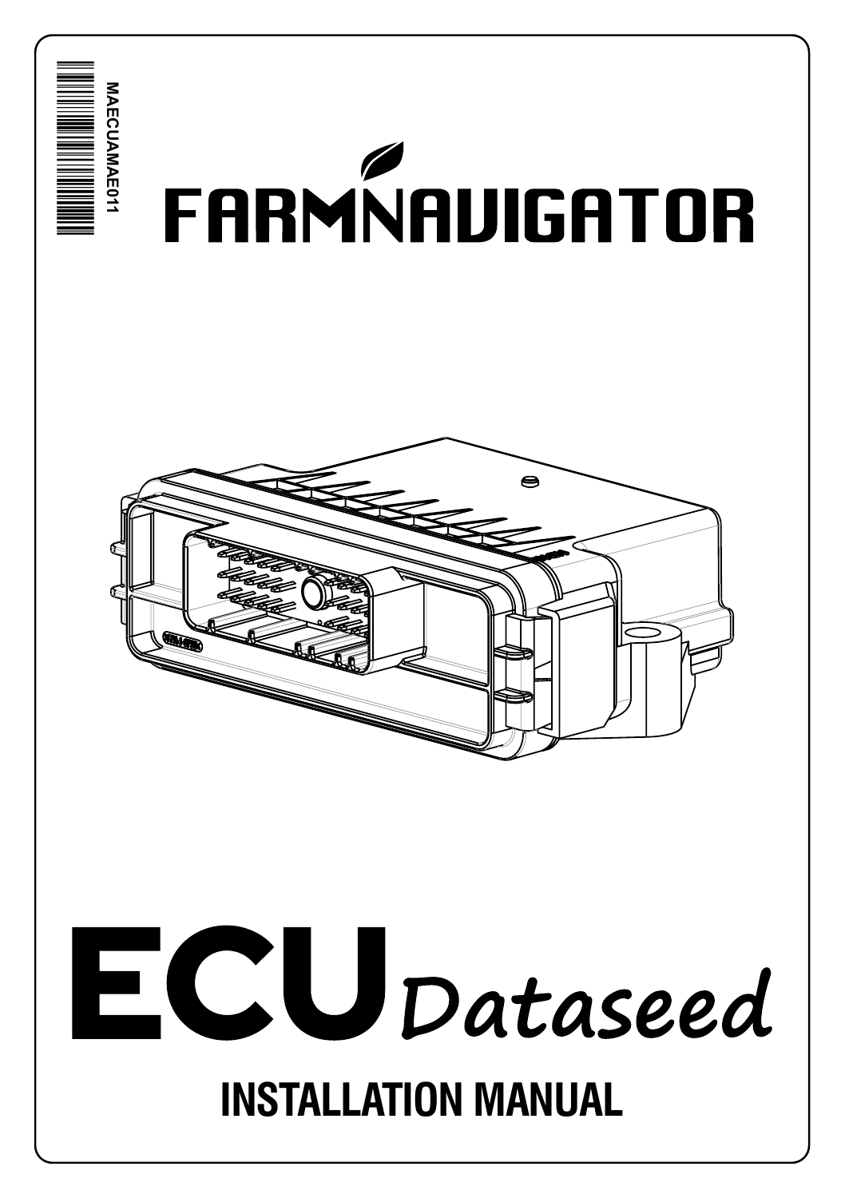MAECUAMAE011

# FARMNAVIGATOR

# ECU *Dataseed*

## INSTALLATION MANUAL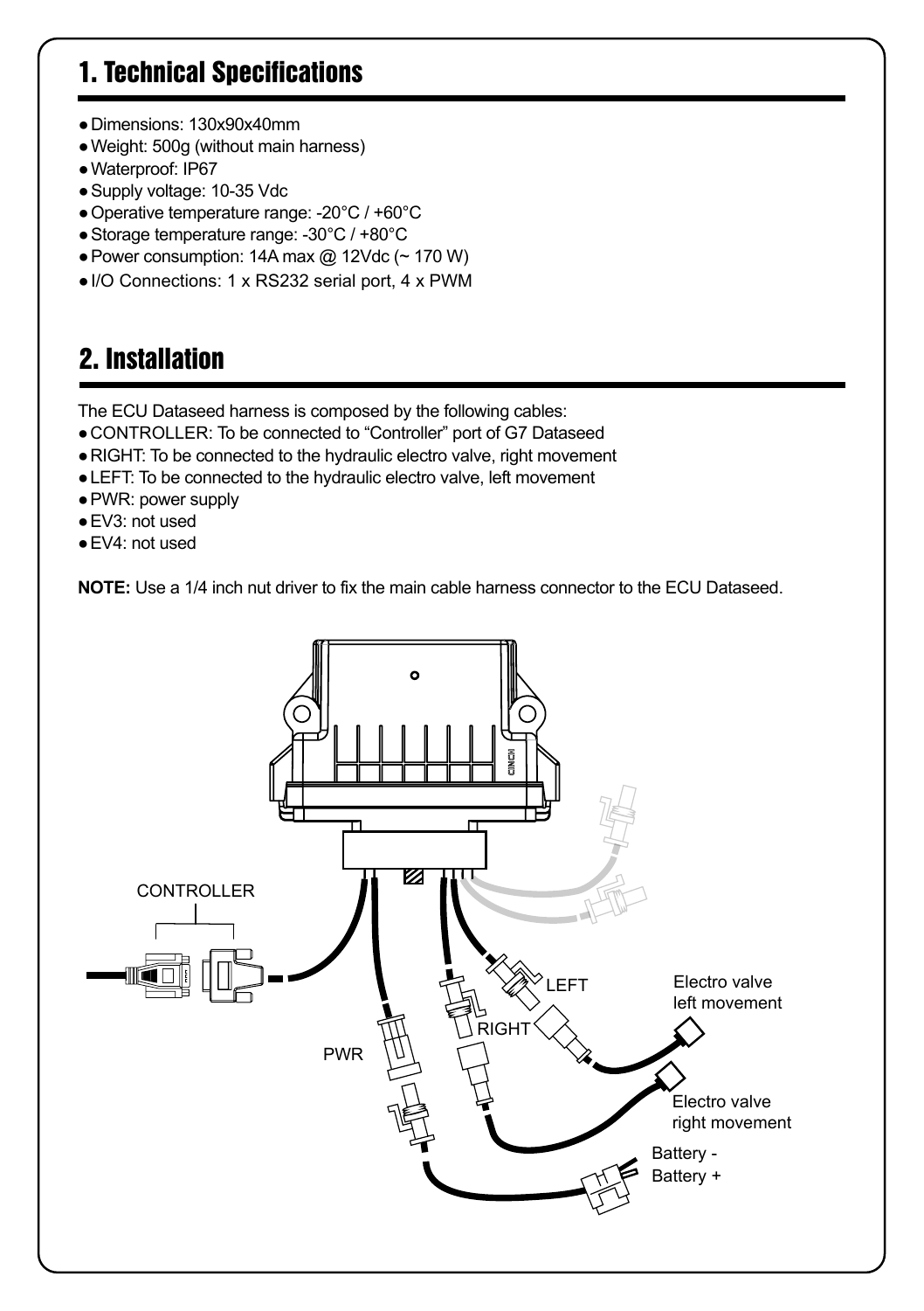## 1. Technical Specifications

- Dimensions: 130x90x40mm
- Weight: 500g (without main harness)
- Waterproof: IP67
- Supply voltage: 10-35 Vdc
- Operative temperature range: -20°C / +60°C
- Storage temperature range: -30°C / +80°C
- Power consumption: 14A max @ 12Vdc (~ 170 W)
- I/O Connections: 1 x RS232 serial port, 4 x PWM

## 2. Installation

The ECU Dataseed harness is composed by the following cables:

- CONTROLLER: To be connected to “Controller” port of G7 Dataseed
- RIGHT: To be connected to the hydraulic electro valve, right movement
- LEFT: To be connected to the hydraulic electro valve, left movement
- PWR: power supply
- EV3: not used
- EV4: not used

**NOTE:** Use a 1/4 inch nut driver to fix the main cable harness connector to the ECU Dataseed.

CONTROLLER

LEFT

Electro valve left movement

RIGHT

PWR

Electro valve right movement

Battery -

Battery +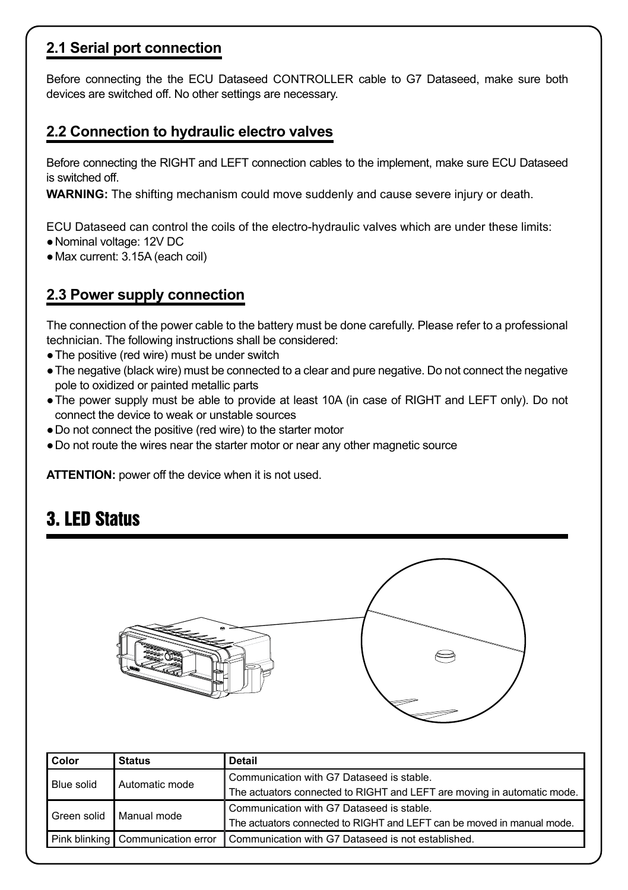### 2.1 Serial port connection

Before connecting the the ECU Dataseed CONTROLLER cable to G7 Dataseed, make sure both devices are switched off. No other settings are necessary.

### 2.2 Connection to hydraulic electro valves

Before connecting the RIGHT and LEFT connection cables to the implement, make sure ECU Dataseed is switched off.

**WARNING:** The shifting mechanism could move suddenly and cause severe injury or death.

ECU Dataseed can control the coils of the electro-hydraulic valves which are under these limits:

- Nominal voltage: 12V DC
- Max current: 3.15A (each coil)

### 2.3 Power supply connection

The connection of the power cable to the battery must be done carefully. Please refer to a professional technician. The following instructions shall be considered:

- The positive (red wire) must be under switch
- The negative (black wire) must be connected to a clear and pure negative. Do not connect the negative pole to oxidized or painted metallic parts
- The power supply must be able to provide at least 10A (in case of RIGHT and LEFT only). Do not connect the device to weak or unstable sources
- Do not connect the positive (red wire) to the starter motor
- Do not route the wires near the starter motor or near any other magnetic source

**ATTENTION:** power off the device when it is not used.

## 3. LED Status

| Color | Status | Detail |
| --- | --- | --- |
| Blue solid | Automatic mode | Communication with G7 Dataseed is stable.<br>The actuators connected to RIGHT and LEFT are moving in automatic mode. |
| Green solid | Manual mode | Communication with G7 Dataseed is stable.<br>The actuators connected to RIGHT and LEFT can be moved in manual mode. |
| Pink blinking | Communication error | Communication with G7 Dataseed is not established. |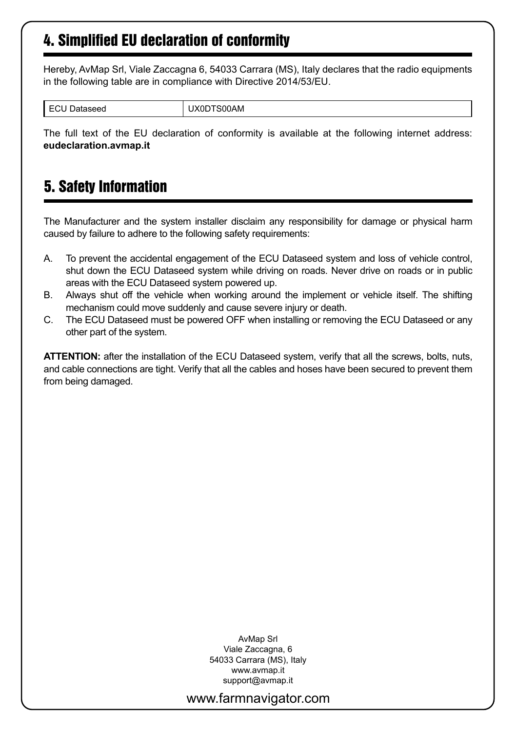## 4. Simplified EU declaration of conformity

Hereby, AvMap Srl, Viale Zaccagna 6, 54033 Carrara (MS), Italy declares that the radio equipments in the following table are in compliance with Directive 2014/53/EU.

| | |
|---|---|
| ECU Dataseed | UX0DTS00AM |

The full text of the EU declaration of conformity is available at the following internet address: **eudeclaration.avmap.it**

## 5. Safety Information

The Manufacturer and the system installer disclaim any responsibility for damage or physical harm caused by failure to adhere to the following safety requirements:

A. To prevent the accidental engagement of the ECU Dataseed system and loss of vehicle control, shut down the ECU Dataseed system while driving on roads. Never drive on roads or in public areas with the ECU Dataseed system powered up.

B. Always shut off the vehicle when working around the implement or vehicle itself. The shifting mechanism could move suddenly and cause severe injury or death.

C. The ECU Dataseed must be powered OFF when installing or removing the ECU Dataseed or any other part of the system.

**ATTENTION:** after the installation of the ECU Dataseed system, verify that all the screws, bolts, nuts, and cable connections are tight. Verify that all the cables and hoses have been secured to prevent them from being damaged.

AvMap Srl
Viale Zaccagna, 6
54033 Carrara (MS), Italy
www.avmap.it
support@avmap.it

www.farmnavigator.com